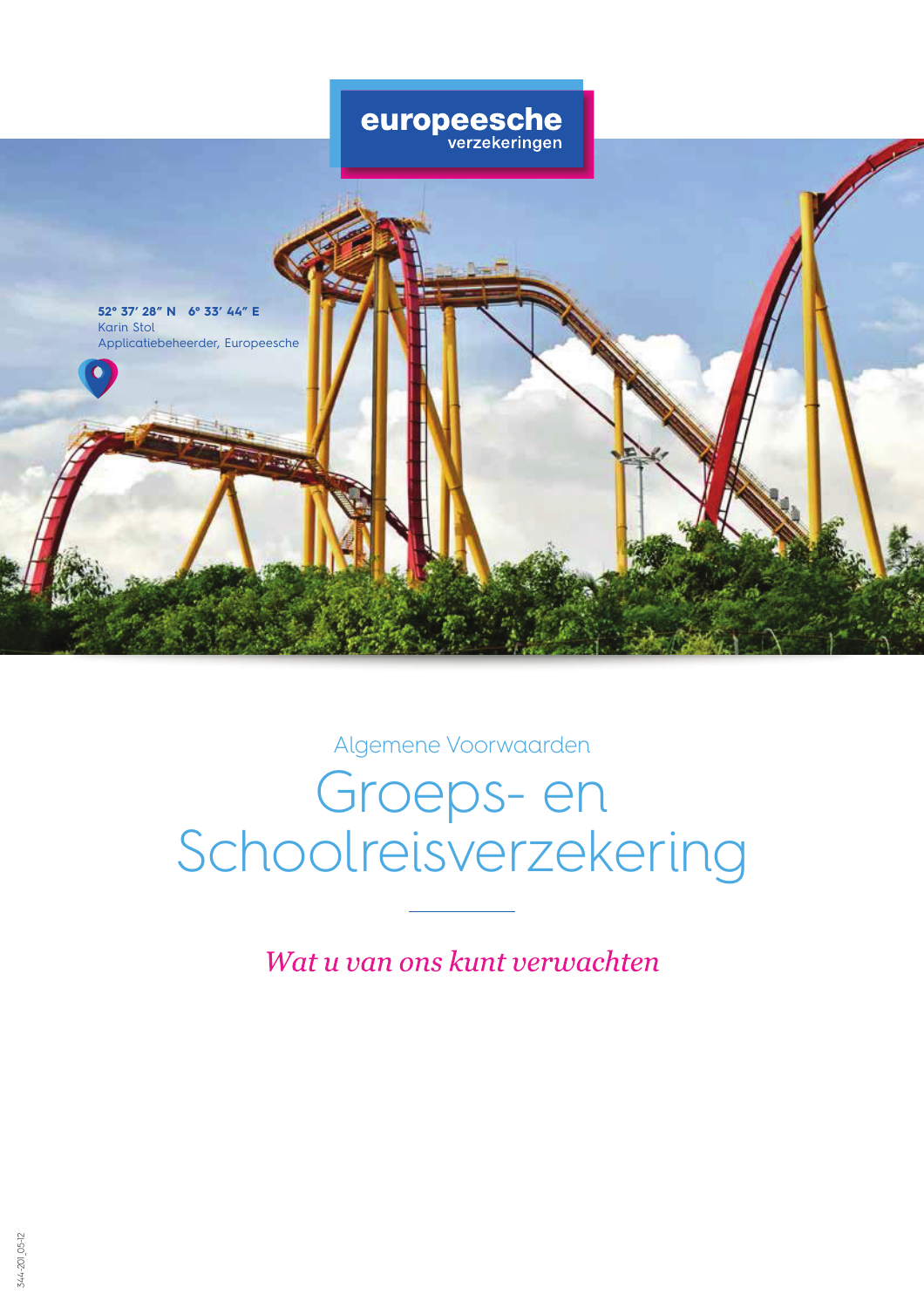europeesche
verzekeringen

**52° 37′ 28″ N 6° 33′ 44″ E**
Karin Stol
Applicatiebeheerder, Europeesche

Algemene Voorwaarden

# Groeps- en Schoolreisverzekering

*Wat u van ons kunt verwachten*

344-201_05-12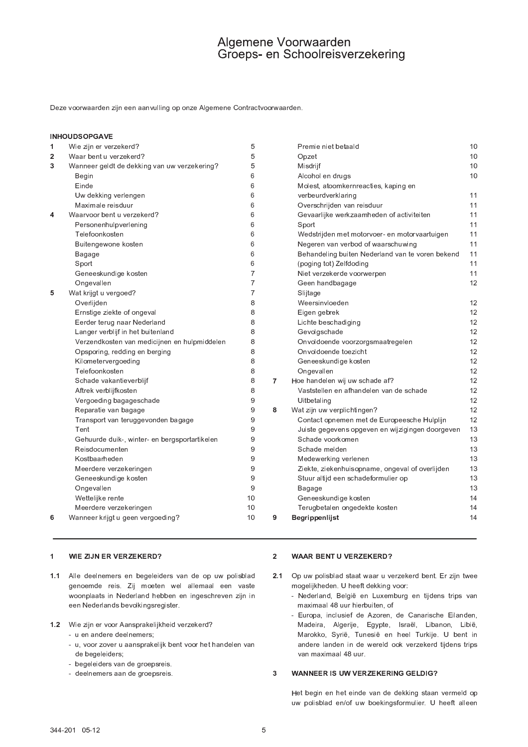# Algemene Voorwaarden
# Groeps- en Schoolreisverzekering

Deze voorwaarden zijn een aanvulling op onze Algemene Contractvoorwaarden.

**INHOUDSOPGAVE**

| | | |
|---|---|---|
| 1 | Wie zijn er verzekerd? | 5 |
| 2 | Waar bent u verzekerd? | 5 |
| 3 | Wanneer geldt de dekking van uw verzekering? | 5 |
| | Begin | 6 |
| | Einde | 6 |
| | Uw dekking verlengen | 6 |
| | Maximale reisduur | 6 |
| 4 | Waarvoor bent u verzekerd? | 6 |
| | Personenhulpverlening | 6 |
| | Telefoonkosten | 6 |
| | Buitengewone kosten | 6 |
| | Bagage | 6 |
| | Sport | 6 |
| | Geneeskundige kosten | 7 |
| | Ongevallen | 7 |
| 5 | Wat krijgt u vergoed? | 7 |
| | Overlijden | 8 |
| | Ernstige ziekte of ongeval | 8 |
| | Eerder terug naar Nederland | 8 |
| | Langer verblijf in het buitenland | 8 |
| | Verzendkosten van medicijnen en hulpmiddelen | 8 |
| | Opsporing, redding en berging | 8 |
| | Kilometervergoeding | 8 |
| | Telefoonkosten | 8 |
| | Schade vakantieverblijf | 8 |
| | Aftrek verblijfkosten | 8 |
| | Vergoeding bagageschade | 9 |
| | Reparatie van bagage | 9 |
| | Transport van teruggevonden bagage | 9 |
| | Tent | 9 |
| | Gehuurde duik-, winter- en bergsportartikelen | 9 |
| | Reisdocumenten | 9 |
| | Kostbaarheden | 9 |
| | Meerdere verzekeringen | 9 |
| | Geneeskundige kosten | 9 |
| | Ongevallen | 9 |
| | Wettelijke rente | 10 |
| | Meerdere verzekeringen | 10 |
| 6 | Wanneer krijgt u geen vergoeding? | 10 |
| | Premie niet betaald | 10 |
| | Opzet | 10 |
| | Misdrijf | 10 |
| | Alcohol en drugs | 10 |
| | Molest, atoomkernreacties, kaping en verbeurdverklaring | 11 |
| | Overschrijden van reisduur | 11 |
| | Gevaarlijke werkzaamheden of activiteiten | 11 |
| | Sport | 11 |
| | Wedstrijden met motorvoer- en motorvaartuigen | 11 |
| | Negeren van verbod of waarschuwing | 11 |
| | Behandeling buiten Nederland van te voren bekend | 11 |
| | (poging tot) Zelfdoding | 11 |
| | Niet verzekerde voorwerpen | 11 |
| | Geen handbagage | 12 |
| | Slijtage | |
| | Weersinvloeden | 12 |
| | Eigen gebrek | 12 |
| | Lichte beschadiging | 12 |
| | Gevolgschade | 12 |
| | Onvoldoende voorzorgsmaatregelen | 12 |
| | Onvoldoende toezicht | 12 |
| | Geneeskundige kosten | 12 |
| | Ongevallen | 12 |
| 7 | Hoe handelen wij uw schade af? | 12 |
| | Vaststellen en afhandelen van de schade | 12 |
| | Uitbetaling | 12 |
| 8 | Wat zijn uw verplichtingen? | 12 |
| | Contact opnemen met de Europeesche Hulplijn | 12 |
| | Juiste gegevens opgeven en wijzigingen doorgeven | 13 |
| | Schade voorkomen | 13 |
| | Schade melden | 13 |
| | Medewerking verlenen | 13 |
| | Ziekte, ziekenhuisopname, ongeval of overlijden | 13 |
| | Stuur altijd een schadeformulier op | 13 |
| | Bagage | 13 |
| | Geneeskundige kosten | 14 |
| | Terugbetalen ongedekte kosten | 14 |
| 9 | **Begrippenlijst** | 14 |

## 1 WIE ZIJN ER VERZEKERD?

**1.1** Alle deelnemers en begeleiders van de op uw polisblad genoemde reis. Zij moeten wel allemaal een vaste woonplaats in Nederland hebben en ingeschreven zijn in een Nederlands bevolkingsregister.

**1.2** Wie zijn er voor Aansprakelijkheid verzekerd?
- u en andere deelnemers;
- u, voor zover u aansprakelijk bent voor het handelen van de begeleiders;
- begeleiders van de groepsreis.
- deelnemers aan de groepsreis.

## 2 WAAR BENT U VERZEKERD?

**2.1** Op uw polisblad staat waar u verzekerd bent. Er zijn twee mogelijkheden. U heeft dekking voor:
- Nederland, België en Luxemburg en tijdens trips van maximaal 48 uur hierbuiten, of
- Europa, inclusief de Azoren, de Canarische Eilanden, Madeira, Algerije, Egypte, Israël, Libanon, Libië, Marokko, Syrië, Tunesië en heel Turkije. U bent in andere landen in de wereld ook verzekerd tijdens trips van maximaal 48 uur.

## 3 WANNEER IS UW VERZEKERING GELDIG?

Het begin en het einde van de dekking staan vermeld op uw polisblad en/of uw boekingsformulier. U heeft alleen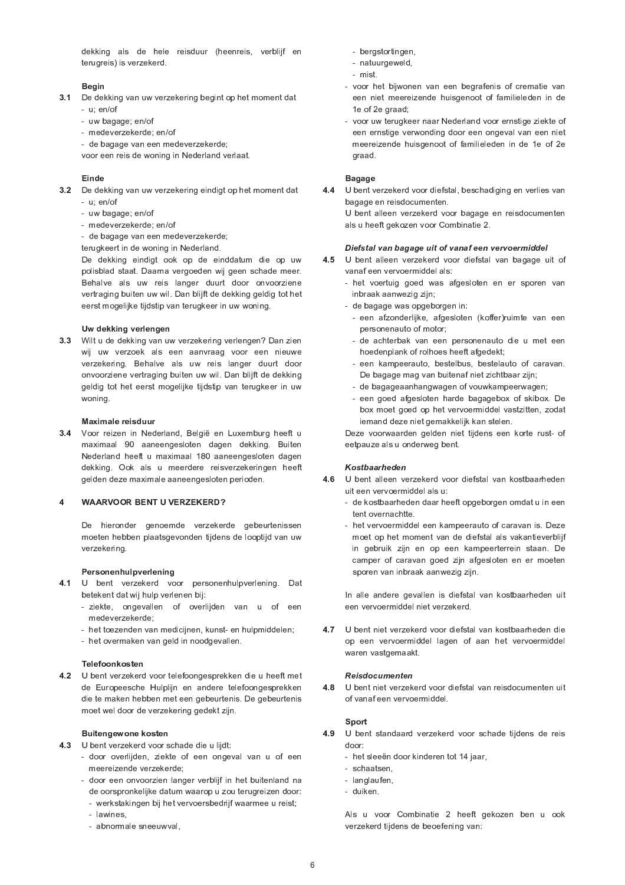dekking als de hele reisduur (heenreis, verblijf en terugreis) is verzekerd.

**Begin**

**3.1** De dekking van uw verzekering begint op het moment dat
- u; en/of
- uw bagage; en/of
- medeverzekerde; en/of
- de bagage van een medeverzekerde;

voor een reis de woning in Nederland verlaat.

**Einde**

**3.2** De dekking van uw verzekering eindigt op het moment dat
- u; en/of
- uw bagage; en/of
- medeverzekerde; en/of
- de bagage van een medeverzekerde;

terugkeert in de woning in Nederland.
De dekking eindigt ook op de einddatum die op uw polisblad staat. Daarna vergoeden wij geen schade meer. Behalve als uw reis langer duurt door onvoorziene vertraging buiten uw wil. Dan blijft de dekking geldig tot het eerst mogelijke tijdstip van terugkeer in uw woning.

**Uw dekking verlengen**

**3.3** Wilt u de dekking van uw verzekering verlengen? Dan zien wij uw verzoek als een aanvraag voor een nieuwe verzekering. Behalve als uw reis langer duurt door onvoorziene vertraging buiten uw wil. Dan blijft de dekking geldig tot het eerst mogelijke tijdstip van terugkeer in uw woning.

**Maximale reisduur**

**3.4** Voor reizen in Nederland, België en Luxemburg heeft u maximaal 90 aaneengesloten dagen dekking. Buiten Nederland heeft u maximaal 180 aaneengesloten dagen dekking. Ook als u meerdere reisverzekeringen heeft gelden deze maximale aaneengesloten perioden.

## 4 WAARVOOR BENT U VERZEKERD?

De hieronder genoemde verzekerde gebeurtenissen moeten hebben plaatsgevonden tijdens de looptijd van uw verzekering.

**Personenhulpverlening**

**4.1** U bent verzekerd voor personenhulpverlening. Dat betekent dat wij hulp verlenen bij:
- ziekte, ongevallen of overlijden van u of een medeverzekerde;
- het toezenden van medicijnen, kunst- en hulpmiddelen;
- het overmaken van geld in noodgevallen.

**Telefoonkosten**

**4.2** U bent verzekerd voor telefoongesprekken die u heeft met de Europeesche Hulplijn en andere telefoongesprekken die te maken hebben met een gebeurtenis. De gebeurtenis moet wel door de verzekering gedekt zijn.

**Buitengewone kosten**

**4.3** U bent verzekerd voor schade die u lijdt:
- door overlijden, ziekte of een ongeval van u of een meereizende verzekerde;
- door een onvoorzien langer verblijf in het buitenland na de oorspronkelijke datum waarop u zou terugreizen door:
  - werkstakingen bij het vervoersbedrijf waarmee u reist;
  - lawines,
  - abnormale sneeuwval,
  - bergstortingen,
  - natuurgeweld,
  - mist.
- voor het bijwonen van een begrafenis of crematie van een niet meereizende huisgenoot of familieleden in de 1e of 2e graad;
- voor uw terugkeer naar Nederland voor ernstige ziekte of een ernstige verwonding door een ongeval van een niet meereizende huisgenoot of familieleden in de 1e of 2e graad.

**Bagage**

**4.4** U bent verzekerd voor diefstal, beschadiging en verlies van bagage en reisdocumenten.
U bent alleen verzekerd voor bagage en reisdocumenten als u heeft gekozen voor Combinatie 2.

***Diefstal van bagage uit of vanaf een vervoermiddel***

**4.5** U bent alleen verzekerd voor diefstal van bagage uit of vanaf een vervoermiddel als:
- het voertuig goed was afgesloten en er sporen van inbraak aanwezig zijn;
- de bagage was opgeborgen in:
  - een afzonderlijke, afgesloten (koffer)ruimte van een personenauto of motor;
  - de achterbak van een personenauto die u met een hoedenplank of rolhoes heeft afgedekt;
  - een kampeerauto, bestelbus, bestelauto of caravan. De bagage mag van buitenaf niet zichtbaar zijn;
  - de bagageaanhangwagen of vouwkampeerwagen;
  - een goed afgesloten harde bagagebox of skibox. De box moet goed op het vervoermiddel vastzitten, zodat iemand deze niet gemakkelijk kan stelen.

Deze voorwaarden gelden niet tijdens een korte rust- of eetpauze als u onderweg bent.

***Kostbaarheden***

**4.6** U bent alleen verzekerd voor diefstal van kostbaarheden uit een vervoermiddel als u:
- de kostbaarheden daar heeft opgeborgen omdat u in een tent overnachtte.
- het vervoermiddel een kampeerauto of caravan is. Deze moet op het moment van de diefstal als vakantieverblijf in gebruik zijn en op een kampeerterrein staan. De camper of caravan goed zijn afgesloten en er moeten sporen van inbraak aanwezig zijn.

In alle andere gevallen is diefstal van kostbaarheden uit een vervoermiddel niet verzekerd.

**4.7** U bent niet verzekerd voor diefstal van kostbaarheden die op een vervoermiddel lagen of aan het vervoermiddel waren vastgemaakt.

***Reisdocumenten***

**4.8** U bent niet verzekerd voor diefstal van reisdocumenten uit of vanaf een vervoermiddel.

**Sport**

**4.9** U bent standaard verzekerd voor schade tijdens de reis door:
- het sleeën door kinderen tot 14 jaar,
- schaatsen,
- langlaufen,
- duiken.

Als u voor Combinatie 2 heeft gekozen ben u ook verzekerd tijdens de beoefening van: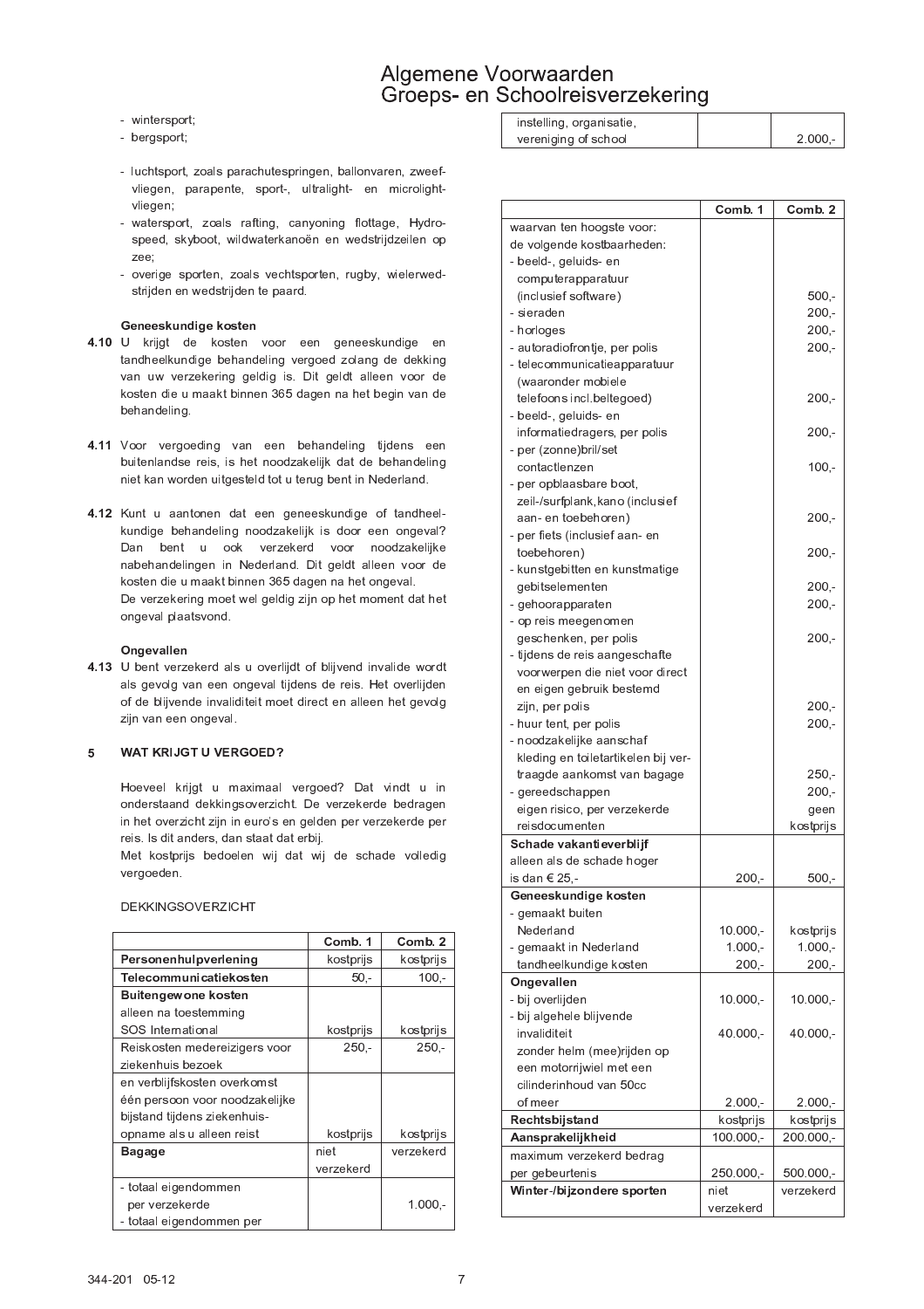- wintersport;
- bergsport;
- luchtsport, zoals parachutespringen, ballonvaren, zweefvliegen, parapente, sport-, ultralight- en microlightvliegen;
- watersport, zoals rafting, canyoning flottage, Hydrospeed, skyboot, wildwaterkanoën en wedstrijdzeilen op zee;
- overige sporten, zoals vechtsporten, rugby, wielerwedstrijden en wedstrijden te paard.

**Geneeskundige kosten**

**4.10** U krijgt de kosten voor een geneeskundige en tandheelkundige behandeling vergoed zolang de dekking van uw verzekering geldig is. Dit geldt alleen voor de kosten die u maakt binnen 365 dagen na het begin van de behandeling.

**4.11** Voor vergoeding van een behandeling tijdens een buitenlandse reis, is het noodzakelijk dat de behandeling niet kan worden uitgesteld tot u terug bent in Nederland.

**4.12** Kunt u aantonen dat een geneeskundige of tandheelkundige behandeling noodzakelijk is door een ongeval? Dan bent u ook verzekerd voor noodzakelijke nabehandelingen in Nederland. Dit geldt alleen voor de kosten die u maakt binnen 365 dagen na het ongeval. De verzekering moet wel geldig zijn op het moment dat het ongeval plaatsvond.

**Ongevallen**

**4.13** U bent verzekerd als u overlijdt of blijvend invalide wordt als gevolg van een ongeval tijdens de reis. Het overlijden of de blijvende invaliditeit moet direct en alleen het gevolg zijn van een ongeval.

## 5 WAT KRIJGT U VERGOED?

Hoeveel krijgt u maximaal vergoed? Dat vindt u in onderstaand dekkingsoverzicht. De verzekerde bedragen in het overzicht zijn in euro's en gelden per verzekerde per reis. Is dit anders, dan staat dat erbij.
Met kostprijs bedoelen wij dat wij de schade volledig vergoeden.

DEKKINGSOVERZICHT

| | Comb. 1 | Comb. 2 |
|---|---|---|
| **Personenhulpverlening** | kostprijs | kostprijs |
| **Telecommunicatiekosten** | 50,- | 100,- |
| **Buitengewone kosten** alleen na toestemming SOS International | kostprijs | kostprijs |
| Reiskosten medereizigers voor ziekenhuis bezoek | 250,- | 250,- |
| en verblijfskosten overkomst één persoon voor noodzakelijke bijstand tijdens ziekenhuis-opname als u alleen reist | kostprijs | kostprijs |
| **Bagage** | niet verzekerd | verzekerd |
| - totaal eigendommen per verzekerde | | 1.000,- |
| - totaal eigendommen per instelling, organisatie, vereniging of school | | 2.000,- |

| | Comb. 1 | Comb. 2 |
|---|---|---|
| waarvan ten hoogste voor: de volgende kostbaarheden: | | |
| - beeld-, geluids- en computerapparatuur (inclusief software) | | 500,- |
| - sieraden | | 200,- |
| - horloges | | 200,- |
| - autoradiofrontje, per polis | | 200,- |
| - telecommunicatieapparatuur (waaronder mobiele telefoons incl.beltegoed) | | 200,- |
| - beeld-, geluids- en informatiedragers, per polis | | 200,- |
| - per (zonne)bril/set contactlenzen | | 100,- |
| - per opblaasbare boot, zeil-/surfplank, kano (inclusief aan- en toebehoren) | | 200,- |
| - per fiets (inclusief aan- en toebehoren) | | 200,- |
| - kunstgebitten en kunstmatige gebitselementen | | 200,- |
| - gehoorapparaten | | 200,- |
| - op reis meegenomen geschenken, per polis | | 200,- |
| - tijdens de reis aangeschafte voorwerpen die niet voor direct en eigen gebruik bestemd zijn, per polis | | 200,- |
| - huur tent, per polis | | 200,- |
| - noodzakelijke aanschaf kleding en toiletartikelen bij vertraagde aankomst van bagage | | 250,- |
| - gereedschappen | | 200,- |
| eigen risico, per verzekerde reisdocumenten | | geen kostprijs |
| **Schade vakantieverblijf** alleen als de schade hoger is dan € 25,- | 200,- | 500,- |
| **Geneeskundige kosten** | | |
| - gemaakt buiten Nederland | 10.000,- | kostprijs |
| - gemaakt in Nederland | 1.000,- | 1.000,- |
| tandheelkundige kosten | 200,- | 200,- |
| **Ongevallen** | | |
| - bij overlijden | 10.000,- | 10.000,- |
| - bij algehele blijvende invaliditeit | 40.000,- | 40.000,- |
| zonder helm (mee)rijden op een motorrijwiel met een cilinderinhoud van 50cc of meer | 2.000,- | 2.000,- |
| **Rechtsbijstand** | kostprijs | kostprijs |
| **Aansprakelijkheid** | 100.000,- | 200.000,- |
| maximum verzekerd bedrag per gebeurtenis | 250.000,- | 500.000,- |
| **Winter-/bijzondere sporten** | niet verzekerd | verzekerd |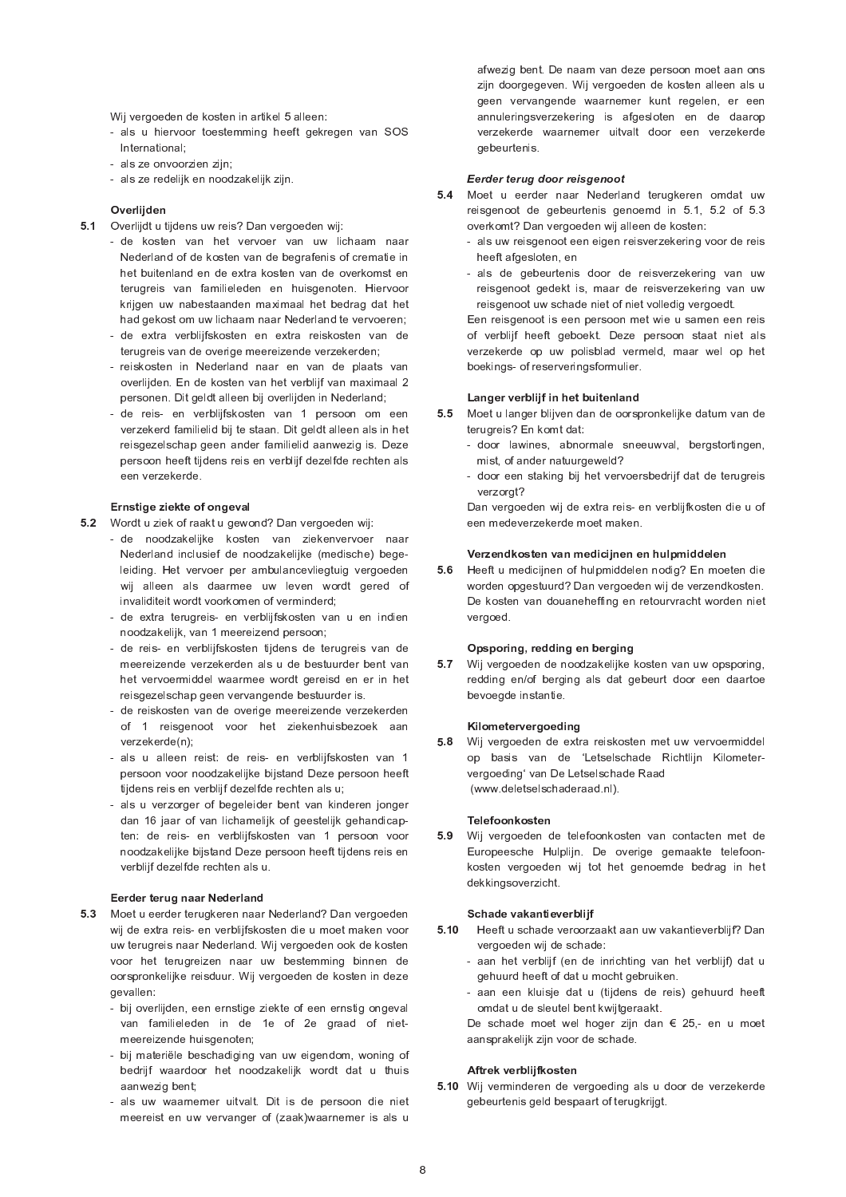Wij vergoeden de kosten in artikel 5 alleen:

- als u hiervoor toestemming heeft gekregen van SOS International;
- als ze onvoorzien zijn;
- als ze redelijk en noodzakelijk zijn.

**Overlijden**

**5.1** Overlijdt u tijdens uw reis? Dan vergoeden wij:

- de kosten van het vervoer van uw lichaam naar Nederland of de kosten van de begrafenis of crematie in het buitenland en de extra kosten van de overkomst en terugreis van familieleden en huisgenoten. Hiervoor krijgen uw nabestaanden maximaal het bedrag dat het had gekost om uw lichaam naar Nederland te vervoeren;
- de extra verblijfskosten en extra reiskosten van de terugreis van de overige meereizende verzekerden;
- reiskosten in Nederland naar en van de plaats van overlijden. En de kosten van het verblijf van maximaal 2 personen. Dit geldt alleen bij overlijden in Nederland;
- de reis- en verblijfskosten van 1 persoon om een verzekerd familielid bij te staan. Dit geldt alleen als in het reisgezelschap geen ander familielid aanwezig is. Deze persoon heeft tijdens reis en verblijf dezelfde rechten als een verzekerde.

**Ernstige ziekte of ongeval**

**5.2** Wordt u ziek of raakt u gewond? Dan vergoeden wij:

- de noodzakelijke kosten van ziekenvervoer naar Nederland inclusief de noodzakelijke (medische) begeleiding. Het vervoer per ambulancevliegtuig vergoeden wij alleen als daarmee uw leven wordt gered of invaliditeit wordt voorkomen of verminderd;
- de extra terugreis- en verblijfskosten van u en indien noodzakelijk, van 1 meereizend persoon;
- de reis- en verblijfskosten tijdens de terugreis van de meereizende verzekerden als u de bestuurder bent van het vervoermiddel waarmee wordt gereisd en er in het reisgezelschap geen vervangende bestuurder is.
- de reiskosten van de overige meereizende verzekerden of 1 reisgenoot voor het ziekenhuisbezoek aan verzekerde(n);
- als u alleen reist: de reis- en verblijfskosten van 1 persoon voor noodzakelijke bijstand Deze persoon heeft tijdens reis en verblijf dezelfde rechten als u;
- als u verzorger of begeleider bent van kinderen jonger dan 16 jaar of van lichamelijk of geestelijk gehandicapten: de reis- en verblijfskosten van 1 persoon voor noodzakelijke bijstand Deze persoon heeft tijdens reis en verblijf dezelfde rechten als u.

**Eerder terug naar Nederland**

**5.3** Moet u eerder terugkeren naar Nederland? Dan vergoeden wij de extra reis- en verblijfskosten die u moet maken voor uw terugreis naar Nederland. Wij vergoeden ook de kosten voor het terugreizen naar uw bestemming binnen de oorspronkelijke reisduur. Wij vergoeden de kosten in deze gevallen:

- bij overlijden, een ernstige ziekte of een ernstig ongeval van familieleden in de 1e of 2e graad of niet-meereizende huisgenoten;
- bij materiële beschadiging van uw eigendom, woning of bedrijf waardoor het noodzakelijk wordt dat u thuis aanwezig bent;
- als uw waarnemer uitvalt. Dit is de persoon die niet meereist en uw vervanger of (zaak)waarnemer is als u afwezig bent. De naam van deze persoon moet aan ons zijn doorgegeven. Wij vergoeden de kosten alleen als u geen vervangende waarnemer kunt regelen, er een annuleringsverzekering is afgesloten en de daarop verzekerde waarnemer uitvalt door een verzekerde gebeurtenis.

***Eerder terug door reisgenoot***

**5.4** Moet u eerder naar Nederland terugkeren omdat uw reisgenoot de gebeurtenis genoemd in 5.1, 5.2 of 5.3 overkomt? Dan vergoeden wij alleen de kosten:

- als uw reisgenoot een eigen reisverzekering voor de reis heeft afgesloten, en
- als de gebeurtenis door de reisverzekering van uw reisgenoot gedekt is, maar de reisverzekering van uw reisgenoot uw schade niet of niet volledig vergoedt.

Een reisgenoot is een persoon met wie u samen een reis of verblijf heeft geboekt. Deze persoon staat niet als verzekerde op uw polisblad vermeld, maar wel op het boekings- of reserveringsformulier.

**Langer verblijf in het buitenland**

**5.5** Moet u langer blijven dan de oorspronkelijke datum van de terugreis? En komt dat:

- door lawines, abnormale sneeuwval, bergstortingen, mist, of ander natuurgeweld?
- door een staking bij het vervoersbedrijf dat de terugreis verzorgt?

Dan vergoeden wij de extra reis- en verblijfkosten die u of een medeverzekerde moet maken.

**Verzendkosten van medicijnen en hulpmiddelen**

**5.6** Heeft u medicijnen of hulpmiddelen nodig? En moeten die worden opgestuurd? Dan vergoeden wij de verzendkosten. De kosten van douaneheffing en retourvracht worden niet vergoed.

**Opsporing, redding en berging**

**5.7** Wij vergoeden de noodzakelijke kosten van uw opsporing, redding en/of berging als dat gebeurt door een daartoe bevoegde instantie.

**Kilometervergoeding**

**5.8** Wij vergoeden de extra reiskosten met uw vervoermiddel op basis van de 'Letselschade Richtlijn Kilometervergoeding' van De Letselschade Raad (www.deletselschaderaad.nl).

**Telefoonkosten**

**5.9** Wij vergoeden de telefoonkosten van contacten met de Europeesche Hulplijn. De overige gemaakte telefoonkosten vergoeden wij tot het genoemde bedrag in het dekkingsoverzicht.

**Schade vakantieverblijf**

**5.10** Heeft u schade veroorzaakt aan uw vakantieverblijf? Dan vergoeden wij de schade:

- aan het verblijf (en de inrichting van het verblijf) dat u gehuurd heeft of dat u mocht gebruiken.
- aan een kluisje dat u (tijdens de reis) gehuurd heeft omdat u de sleutel bent kwijtgeraakt.

De schade moet wel hoger zijn dan € 25,- en u moet aansprakelijk zijn voor de schade.

**Aftrek verblijfkosten**

**5.10** Wij verminderen de vergoeding als u door de verzekerde gebeurtenis geld bespaart of terugkrijgt.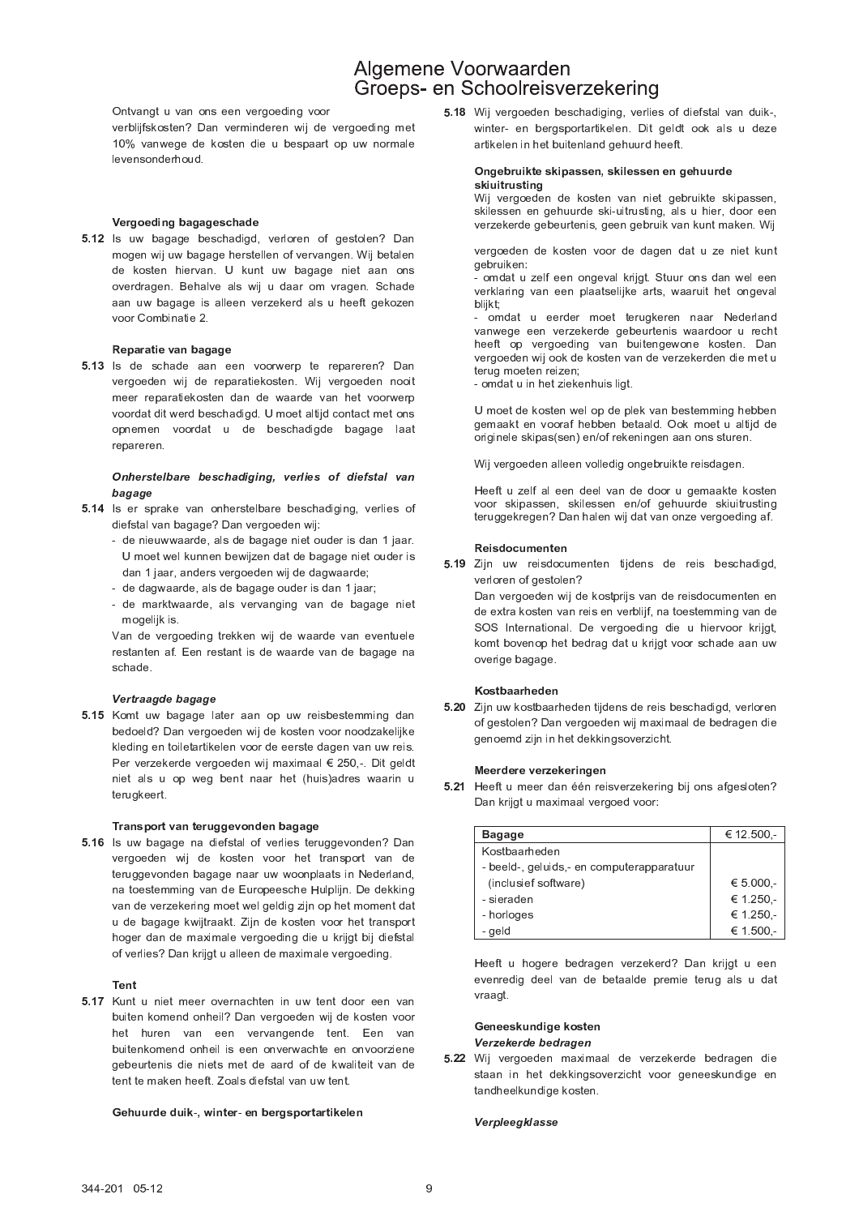Ontvangt u van ons een vergoeding voor verblijfskosten? Dan verminderen wij de vergoeding met 10% vanwege de kosten die u bespaart op uw normale levensonderhoud.

#### Vergoeding bagageschade

**5.12** Is uw bagage beschadigd, verloren of gestolen? Dan mogen wij uw bagage herstellen of vervangen. Wij betalen de kosten hiervan. U kunt uw bagage niet aan ons overdragen. Behalve als wij u daar om vragen. Schade aan uw bagage is alleen verzekerd als u heeft gekozen voor Combinatie 2.

#### Reparatie van bagage

**5.13** Is de schade aan een voorwerp te repareren? Dan vergoeden wij de reparatiekosten. Wij vergoeden nooit meer reparatiekosten dan de waarde van het voorwerp voordat dit werd beschadigd. U moet altijd contact met ons opnemen voordat u de beschadigde bagage laat repareren.

#### *Onherstelbare beschadiging, verlies of diefstal van bagage*

**5.14** Is er sprake van onherstelbare beschadiging, verlies of diefstal van bagage? Dan vergoeden wij:

- de nieuwwaarde, als de bagage niet ouder is dan 1 jaar. U moet wel kunnen bewijzen dat de bagage niet ouder is dan 1 jaar, anders vergoeden wij de dagwaarde;
- de dagwaarde, als de bagage ouder is dan 1 jaar;
- de marktwaarde, als vervanging van de bagage niet mogelijk is.

Van de vergoeding trekken wij de waarde van eventuele restanten af. Een restant is de waarde van de bagage na schade.

#### *Vertraagde bagage*

**5.15** Komt uw bagage later aan op uw reisbestemming dan bedoeld? Dan vergoeden wij de kosten voor noodzakelijke kleding en toiletartikelen voor de eerste dagen van uw reis. Per verzekerde vergoeden wij maximaal € 250,-. Dit geldt niet als u op weg bent naar het (huis)adres waarin u terugkeert.

#### Transport van teruggevonden bagage

**5.16** Is uw bagage na diefstal of verlies teruggevonden? Dan vergoeden wij de kosten voor het transport van de teruggevonden bagage naar uw woonplaats in Nederland, na toestemming van de Europeesche Hulplijn. De dekking van de verzekering moet wel geldig zijn op het moment dat u de bagage kwijtraakt. Zijn de kosten voor het transport hoger dan de maximale vergoeding die u krijgt bij diefstal of verlies? Dan krijgt u alleen de maximale vergoeding.

#### Tent

**5.17** Kunt u niet meer overnachten in uw tent door een van buiten komend onheil? Dan vergoeden wij de kosten voor het huren van een vervangende tent. Een van buitenkomend onheil is een onverwachte en onvoorziene gebeurtenis die niets met de aard of de kwaliteit van de tent te maken heeft. Zoals diefstal van uw tent.

#### Gehuurde duik-, winter- en bergsportartikelen

**5.18** Wij vergoeden beschadiging, verlies of diefstal van duik-, winter- en bergsportartikelen. Dit geldt ook als u deze artikelen in het buitenland gehuurd heeft.

#### Ongebruikte skipassen, skilessen en gehuurde skiuitrusting

Wij vergoeden de kosten van niet gebruikte skipassen, skilessen en gehuurde ski-uitrusting, als u hier, door een verzekerde gebeurtenis, geen gebruik van kunt maken. Wij

vergoeden de kosten voor de dagen dat u ze niet kunt gebruiken:

- omdat u zelf een ongeval krijgt. Stuur ons dan wel een verklaring van een plaatselijke arts, waaruit het ongeval blijkt;
- omdat u eerder moet terugkeren naar Nederland vanwege een verzekerde gebeurtenis waardoor u recht heeft op vergoeding van buitengewone kosten. Dan vergoeden wij ook de kosten van de verzekerden die met u terug moeten reizen;
- omdat u in het ziekenhuis ligt.

U moet de kosten wel op de plek van bestemming hebben gemaakt en vooraf hebben betaald. Ook moet u altijd de originele skipas(sen) en/of rekeningen aan ons sturen.

Wij vergoeden alleen volledig ongebruikte reisdagen.

Heeft u zelf al een deel van de door u gemaakte kosten voor skipassen, skilessen en/of gehuurde skiuitrusting teruggekregen? Dan halen wij dat van onze vergoeding af.

#### Reisdocumenten

**5.19** Zijn uw reisdocumenten tijdens de reis beschadigd, verloren of gestolen?
Dan vergoeden wij de kostprijs van de reisdocumenten en de extra kosten van reis en verblijf, na toestemming van de SOS International. De vergoeding die u hiervoor krijgt, komt bovenop het bedrag dat u krijgt voor schade aan uw overige bagage.

#### Kostbaarheden

**5.20** Zijn uw kostbaarheden tijdens de reis beschadigd, verloren of gestolen? Dan vergoeden wij maximaal de bedragen die genoemd zijn in het dekkingsoverzicht.

#### Meerdere verzekeringen

**5.21** Heeft u meer dan één reisverzekering bij ons afgesloten? Dan krijgt u maximaal vergoed voor:

| Bagage | € 12.500,- |
|---|---|
| Kostbaarheden | |
| - beeld-, geluids,- en computerapparatuur (inclusief software) | € 5.000,- |
| - sieraden | € 1.250,- |
| - horloges | € 1.250,- |
| - geld | € 1.500,- |

Heeft u hogere bedragen verzekerd? Dan krijgt u een evenredig deel van de betaalde premie terug als u dat vraagt.

#### Geneeskundige kosten

#### *Verzekerde bedragen*

**5.22** Wij vergoeden maximaal de verzekerde bedragen die staan in het dekkingsoverzicht voor geneeskundige en tandheelkundige kosten.

#### *Verpleegklasse*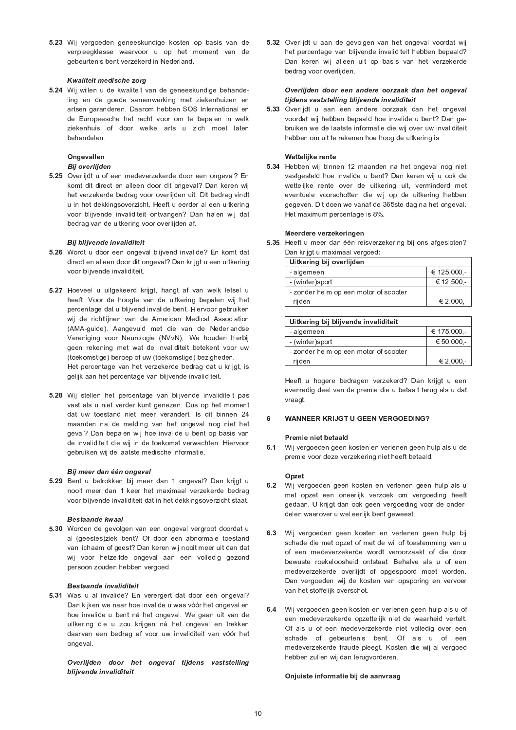**5.23** Wij vergoeden geneeskundige kosten op basis van de verpleegklasse waarvoor u op het moment van de gebeurtenis bent verzekerd in Nederland.

***Kwaliteit medische zorg***

**5.24** Wij willen u de kwaliteit van de geneeskundige behandeling en de goede samenwerking met ziekenhuizen en artsen garanderen. Daarom hebben SOS International en de Europeesche het recht voor om te bepalen in welk ziekenhuis of door welke arts u zich moet laten behandelen.

**Ongevallen**

***Bij overlijden***

**5.25** Overlijdt u of een medeverzekerde door een ongeval? En komt dit direct en alleen door dit ongeval? Dan keren wij het verzekerde bedrag voor overlijden uit. Dit bedrag vindt u in het dekkingsoverzicht. Heeft u eerder al een uitkering voor blijvende invaliditeit ontvangen? Dan halen wij dat bedrag van de uitkering voor overlijden af.

***Bij blijvende invaliditeit***

**5.26** Wordt u door een ongeval blijvend invalide? En komt dat direct en alleen door dit ongeval? Dan krijgt u een uitkering voor blijvende invaliditeit.

**5.27** Hoeveel u uitgekeerd krijgt, hangt af van welk letsel u heeft. Voor de hoogte van de uitkering bepalen wij het percentage dat u blijvend invalide bent. Hiervoor gebruiken wij de richtlijnen van de American Medical Association (AMA-guide). Aangevuld met die van de Nederlandse Vereniging voor Neurologie (NVvN),. We houden hierbij geen rekening met wat de invaliditeit betekent voor uw (toekomstige) beroep of uw (toekomstige) bezigheden.
Het percentage van het verzekerde bedrag dat u krijgt, is gelijk aan het percentage van blijvende invaliditeit.

**5.28** Wij stellen het percentage van blijvende invaliditeit pas vast als u niet verder kunt genezen. Dus op het moment dat uw toestand niet meer verandert. Is dit binnen 24 maanden na de melding van het ongeval nog niet het geval? Dan bepalen wij hoe invalide u bent op basis van de invaliditeit die wij in de toekomst verwachten. Hiervoor gebruiken wij de laatste medische informatie.

***Bij meer dan één ongeval***

**5.29** Bent u betrokken bij meer dan 1 ongeval? Dan krijgt u nooit meer dan 1 keer het maximaal verzekerde bedrag voor blijvende invaliditeit dat in het dekkingsoverzicht staat.

***Bestaande kwaal***

**5.30** Worden de gevolgen van een ongeval vergroot doordat u al (geestes)ziek bent? Of door een abnormale toestand van lichaam of geest? Dan keren wij nooit meer uit dan dat wij voor hetzelfde ongeval aan een volledig gezond persoon zouden hebben vergoed.

***Bestaande invaliditeit***

**5.31** Was u al invalide? En verergert dat door een ongeval? Dan kijken we naar hoe invalide u was vóór het ongeval en hoe invalide u bent ná het ongeval. We gaan uit van de uitkering die u zou krijgen ná het ongeval en trekken daarvan een bedrag af voor uw invaliditeit van vóór het ongeval.

***Overlijden door het ongeval tijdens vaststelling blijvende invaliditeit***

**5.32** Overlijdt u aan de gevolgen van het ongeval voordat wij het percentage van blijvende invaliditeit hebben bepaald? Dan keren wij alleen uit op basis van het verzekerde bedrag voor overlijden.

***Overlijden door een andere oorzaak dan het ongeval tijdens vaststelling blijvende invaliditeit***

**5.33** Overlijdt u aan een andere oorzaak dan het ongeval voordat wij hebben bepaald hoe invalide u bent? Dan gebruiken we de laatste informatie die wij over uw invaliditeit hebben om uit te rekenen hoe hoog de uitkering is

**Wettelijke rente**

**5.34** Hebben wij binnen 12 maanden na het ongeval nog niet vastgesteld hoe invalide u bent? Dan keren wij u ook de wettelijke rente over de uitkering uit, verminderd met eventuele voorschotten die wij op de uitkering hebben gegeven. Dit doen we vanaf de 365ste dag na het ongeval. Het maximum percentage is 8%.

**Meerdere verzekeringen**

**5.35** Heeft u meer dan één reisverzekering bij ons afgesloten? Dan krijgt u maximaal vergoed:

| Uitkering bij overlijden | |
|---|---|
| - algemeen | € 125.000,- |
| - (winter)sport | € 12.500,- |
| - zonder helm op een motor of scooter rijden | € 2.000,- |

| Uitkering bij blijvende invaliditeit | |
|---|---|
| - algemeen | € 175.000,- |
| - (winter)sport | € 50.000,- |
| - zonder helm op een motor of scooter rijden | € 2.000,- |

Heeft u hogere bedragen verzekerd? Dan krijgt u een evenredig deel van de premie die u betaalt terug als u dat vraagt.

## 6 WANNEER KRIJGT U GEEN VERGOEDING?

**Premie niet betaald**

**6.1** Wij vergoeden geen kosten en verlenen geen hulp als u de premie voor deze verzekering niet heeft betaald.

**Opzet**

**6.2** Wij vergoeden geen kosten en verlenen geen hulp als u met opzet een oneerlijk verzoek om vergoeding heeft gedaan. U krijgt dan ook geen vergoeding voor de onderdelen waarover u wel eerlijk bent geweest.

**6.3** Wij vergoeden geen kosten en verlenen geen hulp bij schade die met opzet of met de wil of toestemming van u of een medeverzekerde wordt veroorzaakt of die door bewuste roekeloosheid ontstaat. Behalve als u of een medeverzekerde overlijdt of opgespoord moet worden. Dan vergoeden wij de kosten van opsporing en vervoer van het stoffelijk overschot.

**6.4** Wij vergoeden geen kosten en verlenen geen hulp als u of een medeverzekerde opzettelijk niet de waarheid vertelt. Of als u of een medeverzekerde niet volledig over een schade of gebeurtenis bent. Of als u of een medeverzekerde fraude pleegt. Kosten die wij al vergoed hebben zullen wij dan terugvorderen.

**Onjuiste informatie bij de aanvraag**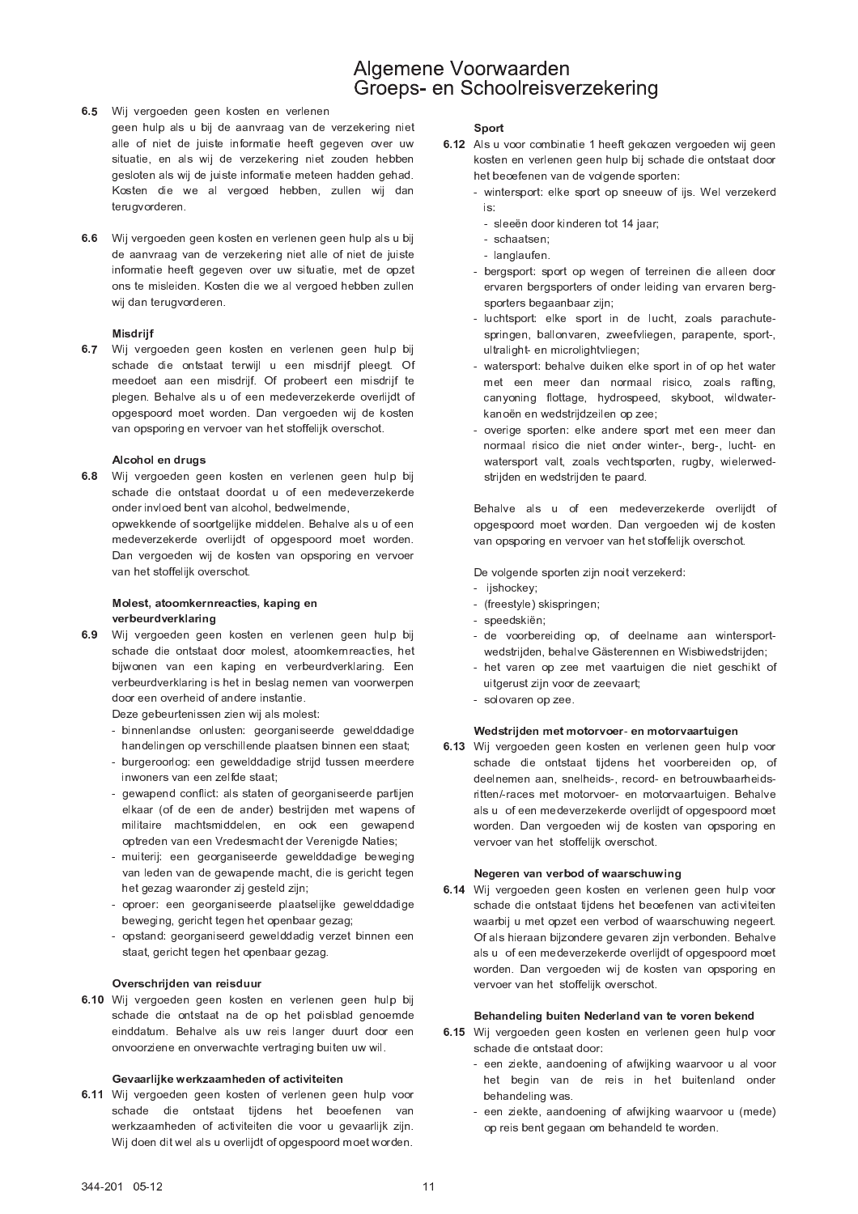**6.5** Wij vergoeden geen kosten en verlenen geen hulp als u bij de aanvraag van de verzekering niet alle of niet de juiste informatie heeft gegeven over uw situatie, en als wij de verzekering niet zouden hebben gesloten als wij de juiste informatie meteen hadden gehad. Kosten die we al vergoed hebben, zullen wij dan terugvorderen.

**6.6** Wij vergoeden geen kosten en verlenen geen hulp als u bij de aanvraag van de verzekering niet alle of niet de juiste informatie heeft gegeven over uw situatie, met de opzet ons te misleiden. Kosten die we al vergoed hebben zullen wij dan terugvorderen.

**Misdrijf**

**6.7** Wij vergoeden geen kosten en verlenen geen hulp bij schade die ontstaat terwijl u een misdrijf pleegt. Of meedoet aan een misdrijf. Of probeert een misdrijf te plegen. Behalve als u of een medeverzekerde overlijdt of opgespoord moet worden. Dan vergoeden wij de kosten van opsporing en vervoer van het stoffelijk overschot.

**Alcohol en drugs**

**6.8** Wij vergoeden geen kosten en verlenen geen hulp bij schade die ontstaat doordat u of een medeverzekerde onder invloed bent van alcohol, bedwelmende, opwekkende of soortgelijke middelen. Behalve als u of een medeverzekerde overlijdt of opgespoord moet worden. Dan vergoeden wij de kosten van opsporing en vervoer van het stoffelijk overschot.

**Molest, atoomkernreacties, kaping en verbeurdverklaring**

**6.9** Wij vergoeden geen kosten en verlenen geen hulp bij schade die ontstaat door molest, atoomkernreacties, het bijwonen van een kaping en verbeurdverklaring. Een verbeurdverklaring is het in beslag nemen van voorwerpen door een overheid of andere instantie.
Deze gebeurtenissen zien wij als molest:
- binnenlandse onlusten: georganiseerde gewelddadige handelingen op verschillende plaatsen binnen een staat;
- burgeroorlog: een gewelddadige strijd tussen meerdere inwoners van een zelfde staat;
- gewapend conflict: als staten of georganiseerde partijen elkaar (of de een de ander) bestrijden met wapens of militaire machtsmiddelen, en ook een gewapend optreden van een Vredesmacht der Verenigde Naties;
- muiterij: een georganiseerde gewelddadige beweging van leden van de gewapende macht, die is gericht tegen het gezag waaronder zij gesteld zijn;
- oproer: een georganiseerde plaatselijke gewelddadige beweging, gericht tegen het openbaar gezag;
- opstand: georganiseerd gewelddadig verzet binnen een staat, gericht tegen het openbaar gezag.

**Overschrijden van reisduur**

**6.10** Wij vergoeden geen kosten en verlenen geen hulp bij schade die ontstaat na de op het polisblad genoemde einddatum. Behalve als uw reis langer duurt door een onvoorziene en onverwachte vertraging buiten uw wil.

**Gevaarlijke werkzaamheden of activiteiten**

**6.11** Wij vergoeden geen kosten of verlenen geen hulp voor schade die ontstaat tijdens het beoefenen van werkzaamheden of activiteiten die voor u gevaarlijk zijn. Wij doen dit wel als u overlijdt of opgespoord moet worden.

**Sport**

**6.12** Als u voor combinatie 1 heeft gekozen vergoeden wij geen kosten en verlenen geen hulp bij schade die ontstaat door het beoefenen van de volgende sporten:
- wintersport: elke sport op sneeuw of ijs. Wel verzekerd is:
  - sleeën door kinderen tot 14 jaar;
  - schaatsen;
  - langlaufen.
- bergsport: sport op wegen of terreinen die alleen door ervaren bergsporters of onder leiding van ervaren bergsporters begaanbaar zijn;
- luchtsport: elke sport in de lucht, zoals parachutespringen, ballonvaren, zweefvliegen, parapente, sport-, ultralight- en microlightvliegen;
- watersport: behalve duiken elke sport in of op het water met een meer dan normaal risico, zoals rafting, canyoning flottage, hydrospeed, skyboot, wildwaterkanoën en wedstrijdzeilen op zee;
- overige sporten: elke andere sport met een meer dan normaal risico die niet onder winter-, berg-, lucht- en watersport valt, zoals vechtsporten, rugby, wielerwedstrijden en wedstrijden te paard.

Behalve als u of een medeverzekerde overlijdt of opgespoord moet worden. Dan vergoeden wij de kosten van opsporing en vervoer van het stoffelijk overschot.

De volgende sporten zijn nooit verzekerd:
- ijshockey;
- (freestyle) skispringen;
- speedskiën;
- de voorbereiding op, of deelname aan wintersportwedstrijden, behalve Gästerennen en Wisbiwedstrijden;
- het varen op zee met vaartuigen die niet geschikt of uitgerust zijn voor de zeevaart;
- solovaren op zee.

**Wedstrijden met motorvoer- en motorvaartuigen**

**6.13** Wij vergoeden geen kosten en verlenen geen hulp voor schade die ontstaat tijdens het voorbereiden op, of deelnemen aan, snelheids-, record- en betrouwbaarheidsritten/-races met motorvoer- en motorvaartuigen. Behalve als u of een medeverzekerde overlijdt of opgespoord moet worden. Dan vergoeden wij de kosten van opsporing en vervoer van het stoffelijk overschot.

**Negeren van verbod of waarschuwing**

**6.14** Wij vergoeden geen kosten en verlenen geen hulp voor schade die ontstaat tijdens het beoefenen van activiteiten waarbij u met opzet een verbod of waarschuwing negeert. Of als hieraan bijzondere gevaren zijn verbonden. Behalve als u of een medeverzekerde overlijdt of opgespoord moet worden. Dan vergoeden wij de kosten van opsporing en vervoer van het stoffelijk overschot.

**Behandeling buiten Nederland van te voren bekend**

**6.15** Wij vergoeden geen kosten en verlenen geen hulp voor schade die ontstaat door:
- een ziekte, aandoening of afwijking waarvoor u al voor het begin van de reis in het buitenland onder behandeling was.
- een ziekte, aandoening of afwijking waarvoor u (mede) op reis bent gegaan om behandeld te worden.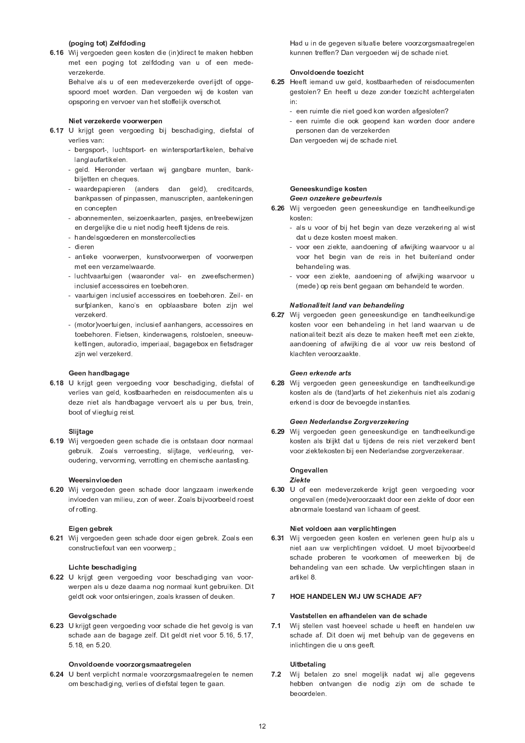**(poging tot) Zelfdoding**

**6.16** Wij vergoeden geen kosten die (in)direct te maken hebben met een poging tot zelfdoding van u of een medeverzekerde.

Behalve als u of een medeverzekerde overlijdt of opgespoord moet worden. Dan vergoeden wij de kosten van opsporing en vervoer van het stoffelijk overschot.

**Niet verzekerde voorwerpen**

**6.17** U krijgt geen vergoeding bij beschadiging, diefstal of verlies van:

- bergsport-, luchtsport- en wintersportartikelen, behalve langlaufartikelen.
- geld. Hieronder vertaan wij gangbare munten, bankbiljetten en cheques.
- waardepapieren (anders dan geld), creditcards, bankpassen of pinpassen, manuscripten, aantekeningen en concepten
- abonnementen, seizoenkaarten, pasjes, entreebewijzen en dergelijke die u niet nodig heeft tijdens de reis.
- handelsgoederen en monstercollecties
- dieren
- antieke voorwerpen, kunstvoorwerpen of voorwerpen met een verzamelwaarde.
- luchtvaartuigen (waaronder val- en zweefschermen) inclusief accessoires en toebehoren.
- vaartuigen inclusief accessoires en toebehoren. Zeil- en surfplanken, kano's en opblaasbare boten zijn wel verzekerd.
- (motor)voertuigen, inclusief aanhangers, accessoires en toebehoren. Fietsen, kinderwagens, rolstoelen, sneeuwkettingen, autoradio, imperiaal, bagagebox en fietsdrager zijn wel verzekerd.

**Geen handbagage**

**6.18** U krijgt geen vergoeding voor beschadiging, diefstal of verlies van geld, kostbaarheden en reisdocumenten als u deze niet als handbagage vervoert als u per bus, trein, boot of vliegtuig reist.

**Slijtage**

**6.19** Wij vergoeden geen schade die is ontstaan door normaal gebruik. Zoals verroesting, slijtage, verkleuring, veroudering, vervorming, verrotting en chemische aantasting.

**Weersinvloeden**

**6.20** Wij vergoeden geen schade door langzaam inwerkende invloeden van milieu, zon of weer. Zoals bijvoorbeeld roest of rotting.

**Eigen gebrek**

**6.21** Wij vergoeden geen schade door eigen gebrek. Zoals een constructiefout van een voorwerp.;

**Lichte beschadiging**

**6.22** U krijgt geen vergoeding voor beschadiging van voorwerpen als u deze daarna nog normaal kunt gebruiken. Dit geldt ook voor ontsieringen, zoals krassen of deuken.

**Gevolgschade**

**6.23** U krijgt geen vergoeding voor schade die het gevolg is van schade aan de bagage zelf. Dit geldt niet voor 5.16, 5.17, 5.18, en 5.20.

**Onvoldoende voorzorgsmaatregelen**

**6.24** U bent verplicht normale voorzorgsmaatregelen te nemen om beschadiging, verlies of diefstal tegen te gaan.

Had u in de gegeven situatie betere voorzorgsmaatregelen kunnen treffen? Dan vergoeden wij de schade niet.

**Onvoldoende toezicht**

**6.25** Heeft iemand uw geld, kostbaarheden of reisdocumenten gestolen? En heeft u deze zonder toezicht achtergelaten in:

- een ruimte die niet goed kon worden afgesloten?
- een ruimte die ook geopend kan worden door andere personen dan de verzekerden

Dan vergoeden wij de schade niet.

**Geneeskundige kosten**

***Geen onzekere gebeurtenis***

**6.26** Wij vergoeden geen geneeskundige en tandheelkundige kosten:

- als u voor of bij het begin van deze verzekering al wist dat u deze kosten moest maken.
- voor een ziekte, aandoening of afwijking waarvoor u al voor het begin van de reis in het buitenland onder behandeling was.
- voor een ziekte, aandoening of afwijking waarvoor u (mede) op reis bent gegaan om behandeld te worden.

***Nationaliteit land van behandeling***

**6.27** Wij vergoeden geen geneeskundige en tandheelkundige kosten voor een behandeling in het land waarvan u de nationaliteit bezit als deze te maken heeft met een ziekte, aandoening of afwijking die al voor uw reis bestond of klachten veroorzaakte.

***Geen erkende arts***

**6.28** Wij vergoeden geen geneeskundige en tandheelkundige kosten als de (tand)arts of het ziekenhuis niet als zodanig erkend is door de bevoegde instanties.

***Geen Nederlandse Zorgverzekering***

**6.29** Wij vergoeden geen geneeskundige en tandheelkundige kosten als blijkt dat u tijdens de reis niet verzekerd bent voor ziektekosten bij een Nederlandse zorgverzekeraar.

**Ongevallen**

***Ziekte***

**6.30** U of een medeverzekerde krijgt geen vergoeding voor ongevallen (mede)veroorzaakt door een ziekte of door een abnormale toestand van lichaam of geest.

**Niet voldoen aan verplichtingen**

**6.31** Wij vergoeden geen kosten en verlenen geen hulp als u niet aan uw verplichtingen voldoet. U moet bijvoorbeeld schade proberen te voorkomen of meewerken bij de behandeling van een schade. Uw verplichtingen staan in artikel 8.

## 7 HOE HANDELEN WIJ UW SCHADE AF?

**Vaststellen en afhandelen van de schade**

**7.1** Wij stellen vast hoeveel schade u heeft en handelen uw schade af. Dit doen wij met behulp van de gegevens en inlichtingen die u ons geeft.

**Uitbetaling**

**7.2** Wij betalen zo snel mogelijk nadat wij alle gegevens hebben ontvangen die nodig zijn om de schade te beoordelen.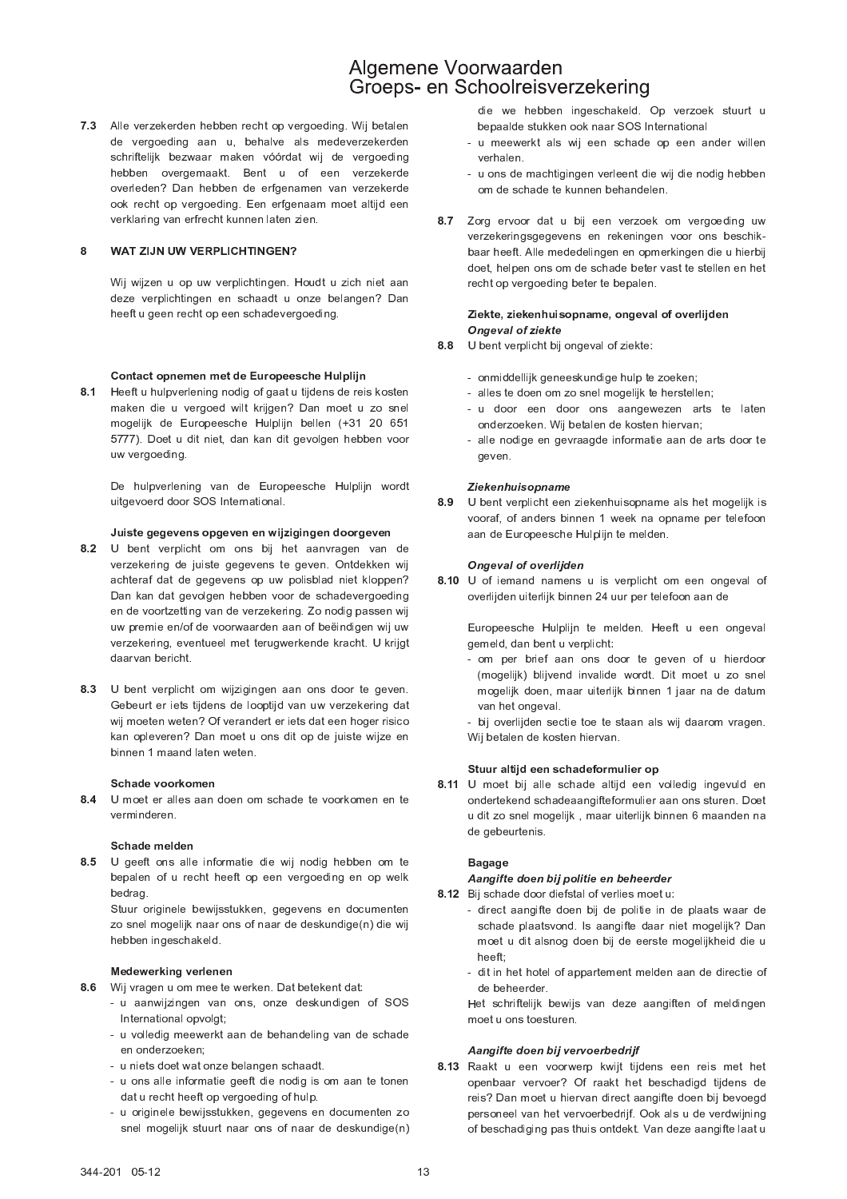**7.3** Alle verzekerden hebben recht op vergoeding. Wij betalen de vergoeding aan u, behalve als medeverzekerden schriftelijk bezwaar maken vóórdat wij de vergoeding hebben overgemaakt. Bent u of een verzekerde overleden? Dan hebben de erfgenamen van verzekerde ook recht op vergoeding. Een erfgenaam moet altijd een verklaring van erfrecht kunnen laten zien.

## 8 WAT ZIJN UW VERPLICHTINGEN?

Wij wijzen u op uw verplichtingen. Houdt u zich niet aan deze verplichtingen en schaadt u onze belangen? Dan heeft u geen recht op een schadevergoeding.

### Contact opnemen met de Europeesche Hulplijn

**8.1** Heeft u hulpverlening nodig of gaat u tijdens de reis kosten maken die u vergoed wilt krijgen? Dan moet u zo snel mogelijk de Europeesche Hulplijn bellen (+31 20 651 5777). Doet u dit niet, dan kan dit gevolgen hebben voor uw vergoeding.

De hulpverlening van de Europeesche Hulplijn wordt uitgevoerd door SOS International.

### Juiste gegevens opgeven en wijzigingen doorgeven

**8.2** U bent verplicht om ons bij het aanvragen van de verzekering de juiste gegevens te geven. Ontdekken wij achteraf dat de gegevens op uw polisblad niet kloppen? Dan kan dat gevolgen hebben voor de schadevergoeding en de voortzetting van de verzekering. Zo nodig passen wij uw premie en/of de voorwaarden aan of beëindigen wij uw verzekering, eventueel met terugwerkende kracht. U krijgt daarvan bericht.

**8.3** U bent verplicht om wijzigingen aan ons door te geven. Gebeurt er iets tijdens de looptijd van uw verzekering dat wij moeten weten? Of verandert er iets dat een hoger risico kan opleveren? Dan moet u ons dit op de juiste wijze en binnen 1 maand laten weten.

### Schade voorkomen

**8.4** U moet er alles aan doen om schade te voorkomen en te verminderen.

### Schade melden

**8.5** U geeft ons alle informatie die wij nodig hebben om te bepalen of u recht heeft op een vergoeding en op welk bedrag.
Stuur originele bewijsstukken, gegevens en documenten zo snel mogelijk naar ons of naar de deskundige(n) die wij hebben ingeschakeld.

### Medewerking verlenen

**8.6** Wij vragen u om mee te werken. Dat betekent dat:
- u aanwijzingen van ons, onze deskundigen of SOS International opvolgt;
- u volledig meewerkt aan de behandeling van de schade en onderzoeken;
- u niets doet wat onze belangen schaadt.
- u ons alle informatie geeft die nodig is om aan te tonen dat u recht heeft op vergoeding of hulp.
- u originele bewijsstukken, gegevens en documenten zo snel mogelijk stuurt naar ons of naar de deskundige(n) die we hebben ingeschakeld. Op verzoek stuurt u bepaalde stukken ook naar SOS International
- u meewerkt als wij een schade op een ander willen verhalen.
- u ons de machtigingen verleent die wij die nodig hebben om de schade te kunnen behandelen.

**8.7** Zorg ervoor dat u bij een verzoek om vergoeding uw verzekeringsgegevens en rekeningen voor ons beschikbaar heeft. Alle mededelingen en opmerkingen die u hierbij doet, helpen ons om de schade beter vast te stellen en het recht op vergoeding beter te bepalen.

### Ziekte, ziekenhuisopname, ongeval of overlijden

#### *Ongeval of ziekte*

**8.8** U bent verplicht bij ongeval of ziekte:
- onmiddellijk geneeskundige hulp te zoeken;
- alles te doen om zo snel mogelijk te herstellen;
- u door een door ons aangewezen arts te laten onderzoeken. Wij betalen de kosten hiervan;
- alle nodige en gevraagde informatie aan de arts door te geven.

#### *Ziekenhuisopname*

**8.9** U bent verplicht een ziekenhuisopname als het mogelijk is vooraf, of anders binnen 1 week na opname per telefoon aan de Europeesche Hulplijn te melden.

#### *Ongeval of overlijden*

**8.10** U of iemand namens u is verplicht om een ongeval of overlijden uiterlijk binnen 24 uur per telefoon aan de Europeesche Hulplijn te melden. Heeft u een ongeval gemeld, dan bent u verplicht:
- om per brief aan ons door te geven of u hierdoor (mogelijk) blijvend invalide wordt. Dit moet u zo snel mogelijk doen, maar uiterlijk binnen 1 jaar na de datum van het ongeval.
- bij overlijden sectie toe te staan als wij daarom vragen. Wij betalen de kosten hiervan.

### Stuur altijd een schadeformulier op

**8.11** U moet bij alle schade altijd een volledig ingevuld en ondertekend schadeaangifteformulier aan ons sturen. Doet u dit zo snel mogelijk , maar uiterlijk binnen 6 maanden na de gebeurtenis.

### Bagage

#### *Aangifte doen bij politie en beheerder*

**8.12** Bij schade door diefstal of verlies moet u:
- direct aangifte doen bij de politie in de plaats waar de schade plaatsvond. Is aangifte daar niet mogelijk? Dan moet u dit alsnog doen bij de eerste mogelijkheid die u heeft;
- dit in het hotel of appartement melden aan de directie of de beheerder.

Het schriftelijk bewijs van deze aangiften of meldingen moet u ons toesturen.

#### *Aangifte doen bij vervoerbedrijf*

**8.13** Raakt u een voorwerp kwijt tijdens een reis met het openbaar vervoer? Of raakt het beschadigd tijdens de reis? Dan moet u hiervan direct aangifte doen bij bevoegd personeel van het vervoerbedrijf. Ook als u de verdwijning of beschadiging pas thuis ontdekt. Van deze aangifte laat u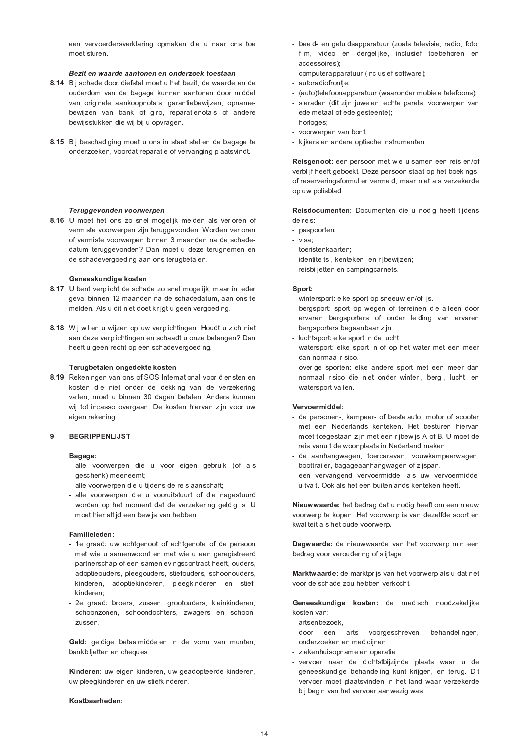een vervoerdersverklaring opmaken die u naar ons toe moet sturen.

***Bezit en waarde aantonen en onderzoek toestaan***

**8.14** Bij schade door diefstal moet u het bezit, de waarde en de ouderdom van de bagage kunnen aantonen door middel van originele aankoopnota's, garantiebewijzen, opnamebewijzen van bank of giro, reparatienota's of andere bewijsstukken die wij bij u opvragen.

**8.15** Bij beschadiging moet u ons in staat stellen de bagage te onderzoeken, voordat reparatie of vervanging plaatsvindt.

***Teruggevonden voorwerpen***

**8.16** U moet het ons zo snel mogelijk melden als verloren of vermiste voorwerpen zijn teruggevonden. Worden verloren of vermiste voorwerpen binnen 3 maanden na de schadedatum teruggevonden? Dan moet u deze terugnemen en de schadevergoeding aan ons terugbetalen.

**Geneeskundige kosten**

**8.17** U bent verplicht de schade zo snel mogelijk, maar in ieder geval binnen 12 maanden na de schadedatum, aan ons te melden. Als u dit niet doet krijgt u geen vergoeding.

**8.18** Wij willen u wijzen op uw verplichtingen. Houdt u zich niet aan deze verplichtingen en schaadt u onze belangen? Dan heeft u geen recht op een schadevergoeding.

**Terugbetalen ongedekte kosten**

**8.19** Rekeningen van ons of SOS International voor diensten en kosten die niet onder de dekking van de verzekering vallen, moet u binnen 30 dagen betalen. Anders kunnen wij tot incasso overgaan. De kosten hiervan zijn voor uw eigen rekening.

## 9 BEGRIPPENLIJST

**Bagage:**
- alle voorwerpen die u voor eigen gebruik (of als geschenk) meeneemt;
- alle voorwerpen die u tijdens de reis aanschaft;
- alle voorwerpen die u vooruitstuurt of die nagestuurd worden op het moment dat de verzekering geldig is. U moet hier altijd een bewijs van hebben.

**Familieleden:**
- 1e graad: uw echtgenoot of echtgenote of de persoon met wie u samenwoont en met wie u een geregistreerd partnerschap of een samenlevingscontract heeft, ouders, adoptieouders, pleegouders, stiefouders, schoonouders, kinderen, adoptiekinderen, pleegkinderen en stiefkinderen;
- 2e graad: broers, zussen, grootouders, kleinkinderen, schoonzonen, schoondochters, zwagers en schoonzussen.

**Geld:** geldige betaalmiddelen in de vorm van munten, bankbiljetten en cheques.

**Kinderen:** uw eigen kinderen, uw geadopteerde kinderen, uw pleegkinderen en uw stiefkinderen.

**Kostbaarheden:**
- beeld- en geluidsapparatuur (zoals televisie, radio, foto, film, video en dergelijke, inclusief toebehoren en accessoires);
- computerapparatuur (inclusief software);
- autoradiofrontje;
- (auto)telefoonapparatuur (waaronder mobiele telefoons);
- sieraden (dit zijn juwelen, echte parels, voorwerpen van edelmetaal of edelgesteente);
- horloges;
- voorwerpen van bont;
- kijkers en andere optische instrumenten.

**Reisgenoot:** een persoon met wie u samen een reis en/of verblijf heeft geboekt. Deze persoon staat op het boekings- of reserveringsformulier vermeld, maar niet als verzekerde op uw polisblad.

**Reisdocumenten:** Documenten die u nodig heeft tijdens de reis:
- paspoorten;
- visa;
- toeristenkaarten;
- identiteits-, kenteken- en rijbewijzen;
- reisbiljetten en campingcarnets.

**Sport:**
- wintersport: elke sport op sneeuw en/of ijs.
- bergsport: sport op wegen of terreinen die alleen door ervaren bergsporters of onder leiding van ervaren bergsporters begaanbaar zijn.
- luchtsport: elke sport in de lucht.
- watersport: elke sport in of op het water met een meer dan normaal risico.
- overige sporten: elke andere sport met een meer dan normaal risico die niet onder winter-, berg-, lucht- en watersport vallen.

**Vervoermiddel:**
- de personen-, kampeer- of bestelauto, motor of scooter met een Nederlands kenteken. Het besturen hiervan moet toegestaan zijn met een rijbewijs A of B. U moet de reis vanuit de woonplaats in Nederland maken.
- de aanhangwagen, toercaravan, vouwkampeerwagen, boottrailer, bagageaanhangwagen of zijspan.
- een vervangend vervoermiddel als uw vervoermiddel uitvalt. Ook als het een buitenlands kenteken heeft.

**Nieuwwaarde:** het bedrag dat u nodig heeft om een nieuw voorwerp te kopen. Het voorwerp is van dezelfde soort en kwaliteit als het oude voorwerp.

**Dagwaarde:** de nieuwwaarde van het voorwerp min een bedrag voor veroudering of slijtage.

**Marktwaarde:** de marktprijs van het voorwerp als u dat net voor de schade zou hebben verkocht.

**Geneeskundige kosten:** de medisch noodzakelijke kosten van:
- artsenbezoek,
- door een arts voorgeschreven behandelingen, onderzoeken en medicijnen
- ziekenhuisopname en operatie
- vervoer naar de dichtstbijzijnde plaats waar u de geneeskundige behandeling kunt krijgen, en terug. Dit vervoer moet plaatsvinden in het land waar verzekerde bij begin van het vervoer aanwezig was.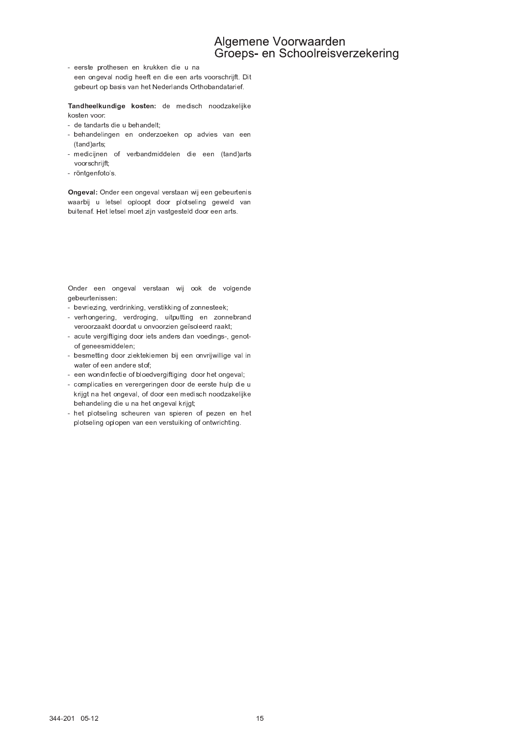- eerste prothesen en krukken die u na een ongeval nodig heeft en die een arts voorschrijft. Dit gebeurt op basis van het Nederlands Orthobandatarief.

**Tandheelkundige kosten:** de medisch noodzakelijke kosten voor:

- de tandarts die u behandelt;
- behandelingen en onderzoeken op advies van een (tand)arts;
- medicijnen of verbandmiddelen die een (tand)arts voorschrijft;
- röntgenfoto's.

**Ongeval:** Onder een ongeval verstaan wij een gebeurtenis waarbij u letsel oploopt door plotseling geweld van buitenaf. Het letsel moet zijn vastgesteld door een arts.

Onder een ongeval verstaan wij ook de volgende gebeurtenissen:

- bevriezing, verdrinking, verstikking of zonnesteek;
- verhongering, verdroging, uitputting en zonnebrand veroorzaakt doordat u onvoorzien geïsoleerd raakt;
- acute vergiftiging door iets anders dan voedings-, genot- of geneesmiddelen;
- besmetting door ziektekiemen bij een onvrijwillige val in water of een andere stof;
- een wondinfectie of bloedvergiftiging door het ongeval;
- complicaties en verergeringen door de eerste hulp die u krijgt na het ongeval, of door een medisch noodzakelijke behandeling die u na het ongeval krijgt;
- het plotseling scheuren van spieren of pezen en het plotseling oplopen van een verstuiking of ontwrichting.